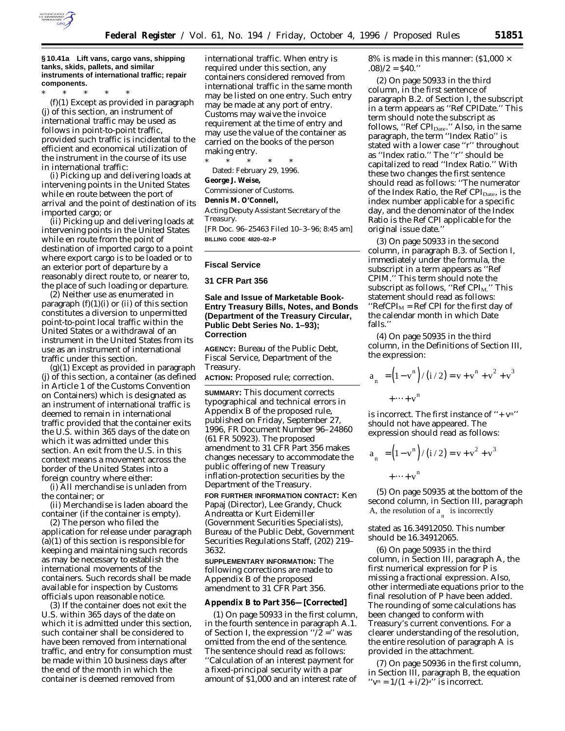### § 10.41a Lift vans, cargo vans, shipping tanks, skids, pallets, and similar instruments of international traffic; repair components.

\* \* \* \* \*

(f)(1) Except as provided in paragraph (j) of this section, an instrument of international traffic may be used as follows in point-to-point traffic, provided such traffic is incidental to the efficient and economical utilization of the instrument in the course of its use in international traffic:

(i) Picking up and delivering loads at intervening points in the United States while en route between the port of arrival and the point of destination of its imported cargo; or

(ii) Picking up and delivering loads at intervening points in the United States while en route from the point of destination of imported cargo to a point where export cargo is to be loaded or to an exterior port of departure by a reasonably direct route to, or nearer to, the place of such loading or departure.

(2) Neither use as enumerated in paragraph (f)(1)(i) or (ii) of this section constitutes a diversion to unpermitted point-to-point local traffic within the United States or a withdrawal of an instrument in the United States from its use as an instrument of international traffic under this section.

(g)(1) Except as provided in paragraph (j) of this section, a container (as defined in Article 1 of the Customs Convention on Containers) which is designated as an instrument of international traffic is deemed to remain in international traffic provided that the container exits the U.S. within 365 days of the date on which it was admitted under this section. An exit from the U.S. in this context means a movement across the border of the United States into a foreign country where either:

(i) All merchandise is unladen from the container; or

(ii) Merchandise is laden aboard the container (if the container is empty).

(2) The person who filed the application for release under paragraph (a)(1) of this section is responsible for keeping and maintaining such records as may be necessary to establish the international movements of the containers. Such records shall be made available for inspection by Customs officials upon reasonable notice.

(3) If the container does not exit the U.S. within 365 days of the date on which it is admitted under this section, such container shall be considered to have been removed from international traffic, and entry for consumption must be made within 10 business days after the end of the month in which the container is deemed removed from international traffic. When entry is required under this section, any containers considered removed from international traffic in the same month may be listed on one entry. Such entry may be made at any port of entry. Customs may waive the invoice requirement at the time of entry and may use the value of the container as carried on the books of the person making entry.

\* \* \* \* \*

Dated: February 29, 1996.

**George J. Weise,**

*Commissioner of Customs.*

**Dennis M. O'Connell,**

*Acting Deputy Assistant Secretary of the Treasury.*

[FR Doc. 96–25463 Filed 10–3–96; 8:45 am]

**BILLING CODE 4820–02–P**

---

## Fiscal Service

## 31 CFR Part 356

## Sale and Issue of Marketable Book-Entry Treasury Bills, Notes, and Bonds (Department of the Treasury Circular, Public Debt Series No. 1–93); Correction

**AGENCY:** Bureau of the Public Debt, Fiscal Service, Department of the Treasury.

**ACTION:** Proposed rule; correction.

**SUMMARY:** This document corrects typographical and technical errors in Appendix B of the proposed rule, published on Friday, September 27, 1996, FR Document Number 96–24860 (61 FR 50923). The proposed amendment to 31 CFR Part 356 makes changes necessary to accommodate the public offering of new Treasury inflation-protection securities by the Department of the Treasury.

**FOR FURTHER INFORMATION CONTACT:** Ken Papaj (Director), Lee Grandy, Chuck Andreatta or Kurt Eidemiller (Government Securities Specialists), Bureau of the Public Debt, Government Securities Regulations Staff, (202) 219–3632.

**SUPPLEMENTARY INFORMATION:** The following corrections are made to Appendix B of the proposed amendment to 31 CFR Part 356.

### Appendix B to Part 356—[Corrected]

(1) On page 50933 in the first column, in the fourth sentence in paragraph A.1. of Section I, the expression "/2 =" was omitted from the end of the sentence. The sentence should read as follows: "Calculation of an interest payment for a fixed-principal security with a par amount of $1,000 and an interest rate of 8% is made in this manner: ($1,000 × .08)/2 = $40."

(2) On page 50933 in the third column, in the first sentence of paragraph B.2. of Section I, the subscript in a term appears as "Ref CPIDate." This term should note the subscript as follows, "Ref $CPI_{Date}$." Also, in the same paragraph, the term "Index Ratio" is stated with a lower case "r" throughout as "Index ratio." The "r" should be capitalized to read "Index Ratio." With these two changes the first sentence should read as follows: "The numerator of the Index Ratio, the Ref $CPI_{Date}$, is the index number applicable for a specific day, and the denominator of the Index Ratio is the Ref CPI applicable for the original issue date."

(3) On page 50933 in the second column, in paragraph B.3. of Section I, immediately under the formula, the subscript in a term appears as "Ref CPIM." This term should note the subscript as follows, "Ref $CPI_M$." This statement should read as follows: "$RefCPI_M$ = Ref CPI for the first day of the calendar month in which Date falls."

(4) On page 50935 in the third column, in the Definitions of Section III, the expression:

$$a_n = \left(1 - v^n\right) / \left(i/2\right) = v + v^n + v^2 + v^3 + \cdots + v^n$$

is incorrect. The first instance of "+ $v^n$" should not have appeared. The expression should read as follows:

$$a_n = \left(1 - v^n\right) / \left(i/2\right) = v + v^2 + v^3 + \cdots + v^n$$

(5) On page 50935 at the bottom of the second column, in Section III, paragraph A, the resolution of $a_n$ is incorrectly stated as 16.34912050. This number should be 16.34912065.

(6) On page 50935 in the third column, in Section III, paragraph A, the first numerical expression for P is missing a fractional expression. Also, other intermediate equations prior to the final resolution of P have been added. The rounding of some calculations has been changed to conform with Treasury's current conventions. For a clearer understanding of the resolution, the entire resolution of paragraph A is provided in the attachment.

(7) On page 50936 in the first column, in Section III, paragraph B, the equation "$v^n = 1/(1 + i/2)^n$" is incorrect.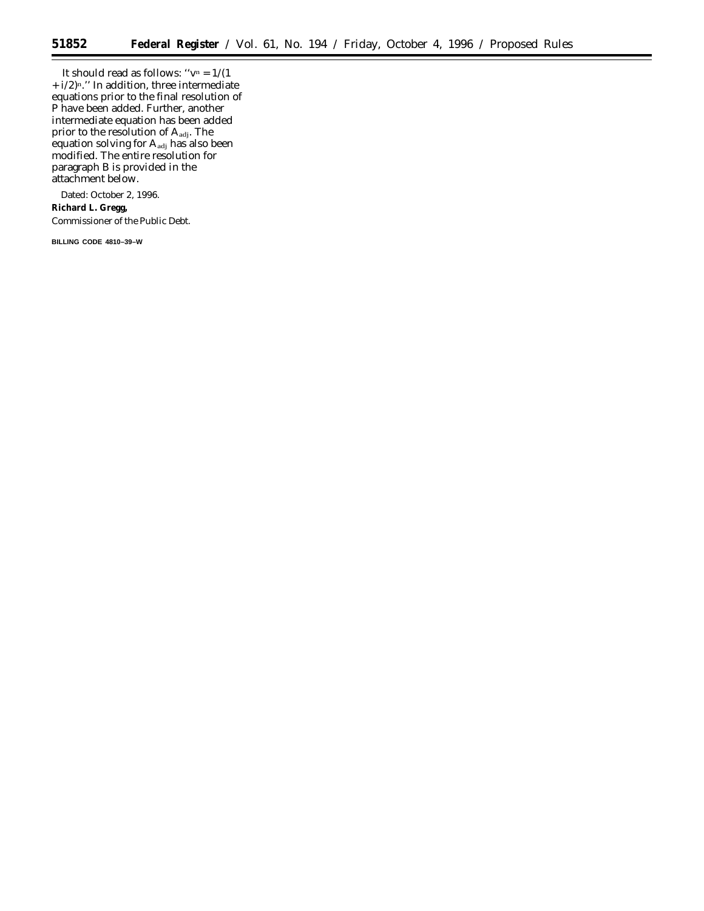It should read as follows: ''$v^n = 1/(1 + i/2)^n$.'' In addition, three intermediate equations prior to the final resolution of P have been added. Further, another intermediate equation has been added prior to the resolution of $A_{adj}$. The equation solving for $A_{adj}$ has also been modified. The entire resolution for paragraph B is provided in the attachment below.

Dated: October 2, 1996.

**Richard L. Gregg,**

*Commissioner of the Public Debt.*

BILLING CODE 4810–39–W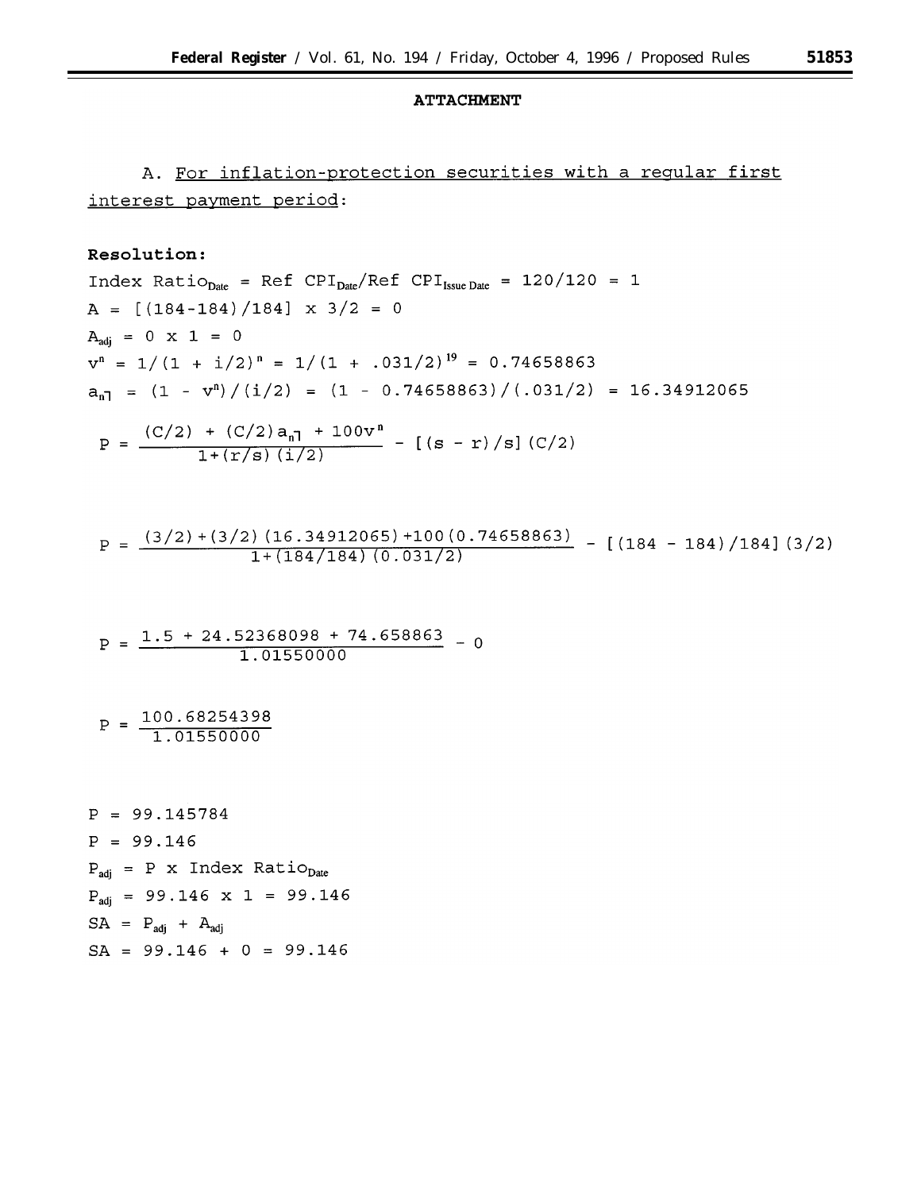**ATTACHMENT**

A. <u>For inflation-protection securities with a regular first interest payment period</u>:

**Resolution:**

$\text{Index Ratio}_{\text{Date}} = \text{Ref CPI}_{\text{Date}}/\text{Ref CPI}_{\text{Issue Date}} = 120/120 = 1$

$A = [(184-184)/184] \times 3/2 = 0$

$A_{adj} = 0 \times 1 = 0$

$v^n = 1/(1 + i/2)^n = 1/(1 + .031/2)^{19} = 0.74658863$

$a_{\overline{n|}} = (1 - v^n)/(i/2) = (1 - 0.74658863)/(.031/2) = 16.34912065$

$$P = \frac{(C/2) + (C/2)a_{\overline{n|}} + 100v^n}{1+(r/s)(i/2)} - [(s - r)/s](C/2)$$

$$P = \frac{(3/2)+(3/2)(16.34912065)+100(0.74658863)}{1+(184/184)(0.031/2)} - [(184 - 184)/184](3/2)$$

$$P = \frac{1.5 + 24.52368098 + 74.658863}{1.01550000} - 0$$

$$P = \frac{100.68254398}{1.01550000}$$

$P = 99.145784$

$P = 99.146$

$P_{adj} = P \times \text{Index Ratio}_{\text{Date}}$

$P_{adj} = 99.146 \times 1 = 99.146$

$SA = P_{adj} + A_{adj}$

$SA = 99.146 + 0 = 99.146$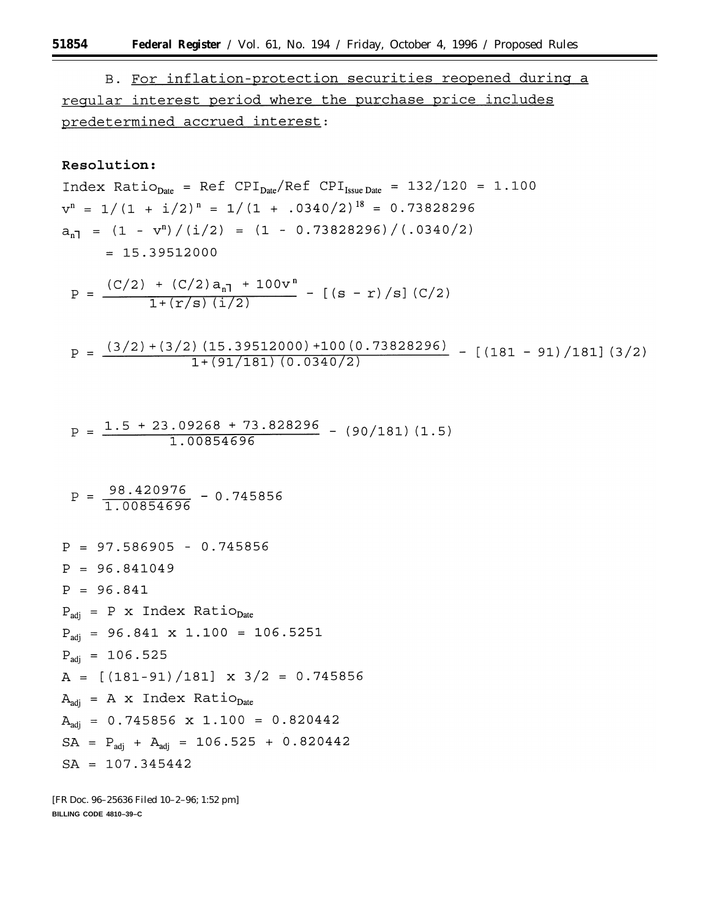B. <u>For inflation-protection securities reopened during a regular interest period where the purchase price includes predetermined accrued interest</u>:

**Resolution:**

$$\text{Index Ratio}_{Date} = \text{Ref CPI}_{Date}/\text{Ref CPI}_{Issue\ Date} = 132/120 = 1.100$$

$$v^n = 1/(1 + i/2)^n = 1/(1 + .0340/2)^{18} = 0.73828296$$

$$a_{\overline{n}|} = (1 - v^n)/(i/2) = (1 - 0.73828296)/(.0340/2)$$

$$= 15.39512000$$

$$P = \frac{(C/2) + (C/2)a_{\overline{n}|} + 100v^n}{1+(r/s)(i/2)} - [(s - r)/s](C/2)$$

$$P = \frac{(3/2)+(3/2)(15.39512000)+100(0.73828296)}{1+(91/181)(0.0340/2)} - [(181 - 91)/181](3/2)$$

$$P = \frac{1.5 + 23.09268 + 73.828296}{1.00854696} - (90/181)(1.5)$$

$$P = \frac{98.420976}{1.00854696} - 0.745856$$

$$P = 97.586905 - 0.745856$$

$$P = 96.841049$$

$$P = 96.841$$

$$P_{adj} = P \times \text{Index Ratio}_{Date}$$

$$P_{adj} = 96.841 \times 1.100 = 106.5251$$

$$P_{adj} = 106.525$$

$$A = [(181-91)/181] \times 3/2 = 0.745856$$

$$A_{adj} = A \times \text{Index Ratio}_{Date}$$

$$A_{adj} = 0.745856 \times 1.100 = 0.820442$$

$$SA = P_{adj} + A_{adj} = 106.525 + 0.820442$$

$$SA = 107.345442$$

[FR Doc. 96–25636 Filed 10–2–96; 1:52 pm]

**BILLING CODE 4810–39–C**